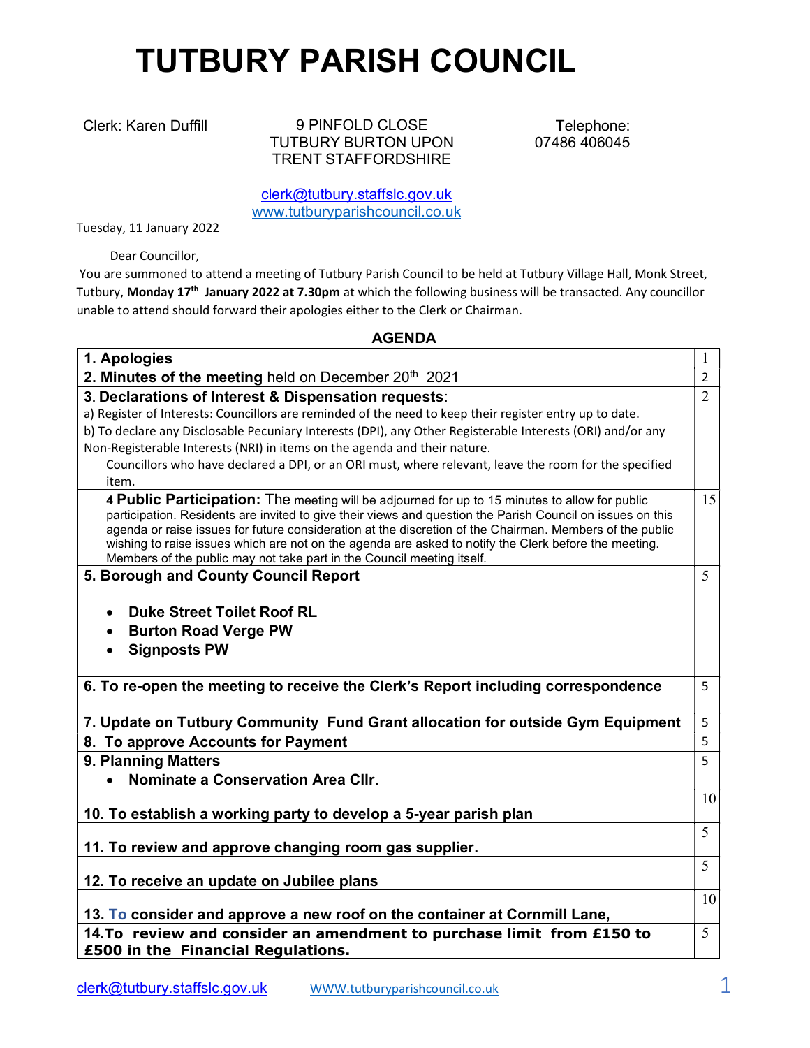# TUTBURY PARISH COUNCIL

Clerk: Karen Duffill

9 PINFOLD CLOSE
TUTBURY BURTON UPON
TRENT STAFFORDSHIRE

Telephone:
07486 406045

clerk@tutbury.staffslc.gov.uk
www.tutburyparishcouncil.co.uk

Tuesday, 11 January 2022

Dear Councillor,

You are summoned to attend a meeting of Tutbury Parish Council to be held at Tutbury Village Hall, Monk Street, Tutbury, **Monday 17th January 2022 at 7.30pm** at which the following business will be transacted. Any councillor unable to attend should forward their apologies either to the Clerk or Chairman.

## AGENDA

| | |
|---|---|
| **1. Apologies** | 1 |
| **2. Minutes of the meeting** held on December 20th 2021 | 2 |
| **3. Declarations of Interest & Dispensation requests**:<br>a) Register of Interests: Councillors are reminded of the need to keep their register entry up to date.<br>b) To declare any Disclosable Pecuniary Interests (DPI), any Other Registerable Interests (ORI) and/or any Non-Registerable Interests (NRI) in items on the agenda and their nature.<br>Councillors who have declared a DPI, or an ORI must, where relevant, leave the room for the specified item. | 2 |
| 4 **Public Participation:** The meeting will be adjourned for up to 15 minutes to allow for public participation. Residents are invited to give their views and question the Parish Council on issues on this agenda or raise issues for future consideration at the discretion of the Chairman. Members of the public wishing to raise issues which are not on the agenda are asked to notify the Clerk before the meeting. Members of the public may not take part in the Council meeting itself. | 15 |
| **5. Borough and County Council Report**<br>• **Duke Street Toilet Roof RL**<br>• **Burton Road Verge PW**<br>• **Signposts PW** | 5 |
| **6. To re-open the meeting to receive the Clerk's Report including correspondence** | 5 |
| **7. Update on Tutbury Community Fund Grant allocation for outside Gym Equipment** | 5 |
| **8. To approve Accounts for Payment** | 5 |
| **9. Planning Matters**<br>• **Nominate a Conservation Area Cllr.** | 5 |
| **10. To establish a working party to develop a 5-year parish plan** | 10 |
| **11. To review and approve changing room gas supplier.** | 5 |
| **12. To receive an update on Jubilee plans** | 5 |
| **13. To consider and approve a new roof on the container at Cornmill Lane,** | 10 |
| **14.To review and consider an amendment to purchase limit from £150 to £500 in the Financial Regulations.** | 5 |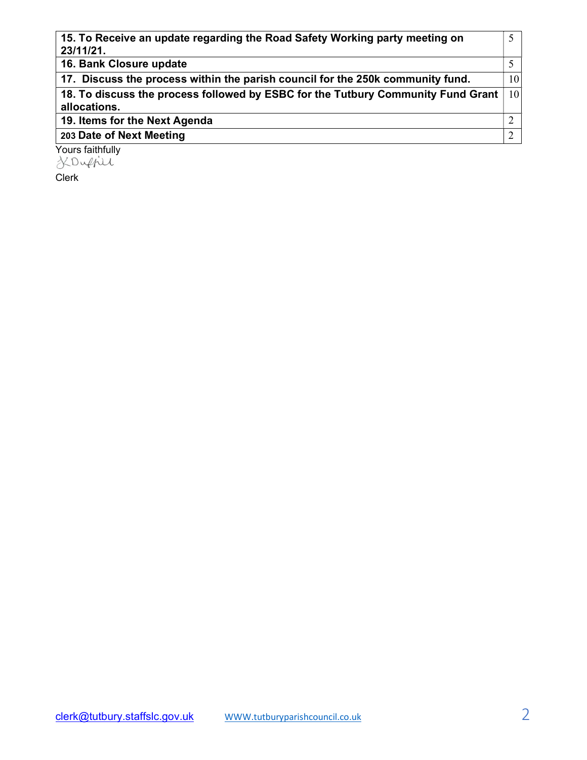| | |
|---|---|
| **15. To Receive an update regarding the Road Safety Working party meeting on 23/11/21.** | 5 |
| **16. Bank Closure update** | 5 |
| **17. Discuss the process within the parish council for the 250k community fund.** | 10 |
| **18. To discuss the process followed by ESBC for the Tutbury Community Fund Grant allocations.** | 10 |
| **19. Items for the Next Agenda** | 2 |
| **203 Date of Next Meeting** | 2 |

Yours faithfully

K Duffill

Clerk

clerk@tutbury.staffslc.gov.uk WWW.tutburyparishcouncil.co.uk